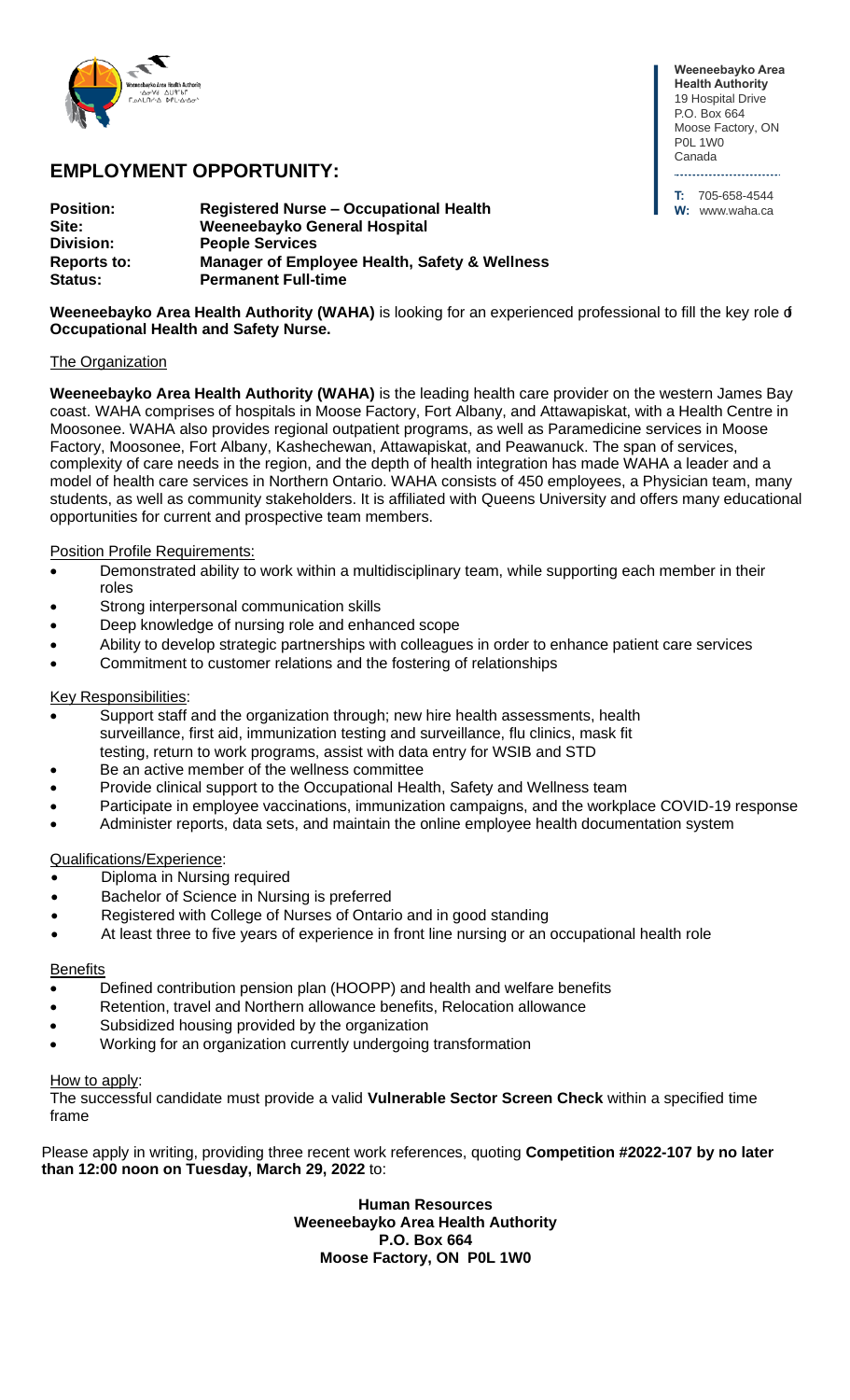Weeneebayko Area Health Authority
19 Hospital Drive
P.O. Box 664
Moose Factory, ON
P0L 1W0
Canada

T: 705-658-4544
W: www.waha.ca

# EMPLOYMENT OPPORTUNITY:

**Position:** **Registered Nurse – Occupational Health**
**Site:** **Weeneebayko General Hospital**
**Division:** **People Services**
**Reports to:** **Manager of Employee Health, Safety & Wellness**
**Status:** **Permanent Full-time**

**Weeneebayko Area Health Authority (WAHA)** is looking for an experienced professional to fill the key role of **Occupational Health and Safety Nurse.**

## The Organization

**Weeneebayko Area Health Authority (WAHA)** is the leading health care provider on the western James Bay coast. WAHA comprises of hospitals in Moose Factory, Fort Albany, and Attawapiskat, with a Health Centre in Moosonee. WAHA also provides regional outpatient programs, as well as Paramedicine services in Moose Factory, Moosonee, Fort Albany, Kashechewan, Attawapiskat, and Peawanuck. The span of services, complexity of care needs in the region, and the depth of health integration has made WAHA a leader and a model of health care services in Northern Ontario. WAHA consists of 450 employees, a Physician team, many students, as well as community stakeholders. It is affiliated with Queens University and offers many educational opportunities for current and prospective team members.

## Position Profile Requirements:

- Demonstrated ability to work within a multidisciplinary team, while supporting each member in their roles
- Strong interpersonal communication skills
- Deep knowledge of nursing role and enhanced scope
- Ability to develop strategic partnerships with colleagues in order to enhance patient care services
- Commitment to customer relations and the fostering of relationships

## Key Responsibilities:

- Support staff and the organization through; new hire health assessments, health surveillance, first aid, immunization testing and surveillance, flu clinics, mask fit testing, return to work programs, assist with data entry for WSIB and STD
- Be an active member of the wellness committee
- Provide clinical support to the Occupational Health, Safety and Wellness team
- Participate in employee vaccinations, immunization campaigns, and the workplace COVID-19 response
- Administer reports, data sets, and maintain the online employee health documentation system

## Qualifications/Experience:

- Diploma in Nursing required
- Bachelor of Science in Nursing is preferred
- Registered with College of Nurses of Ontario and in good standing
- At least three to five years of experience in front line nursing or an occupational health role

## Benefits

- Defined contribution pension plan (HOOPP) and health and welfare benefits
- Retention, travel and Northern allowance benefits, Relocation allowance
- Subsidized housing provided by the organization
- Working for an organization currently undergoing transformation

## How to apply:

The successful candidate must provide a valid **Vulnerable Sector Screen Check** within a specified time frame

Please apply in writing, providing three recent work references, quoting **Competition #2022-107 by no later than 12:00 noon on Tuesday, March 29, 2022** to:

**Human Resources**
**Weeneebayko Area Health Authority**
**P.O. Box 664**
**Moose Factory, ON P0L 1W0**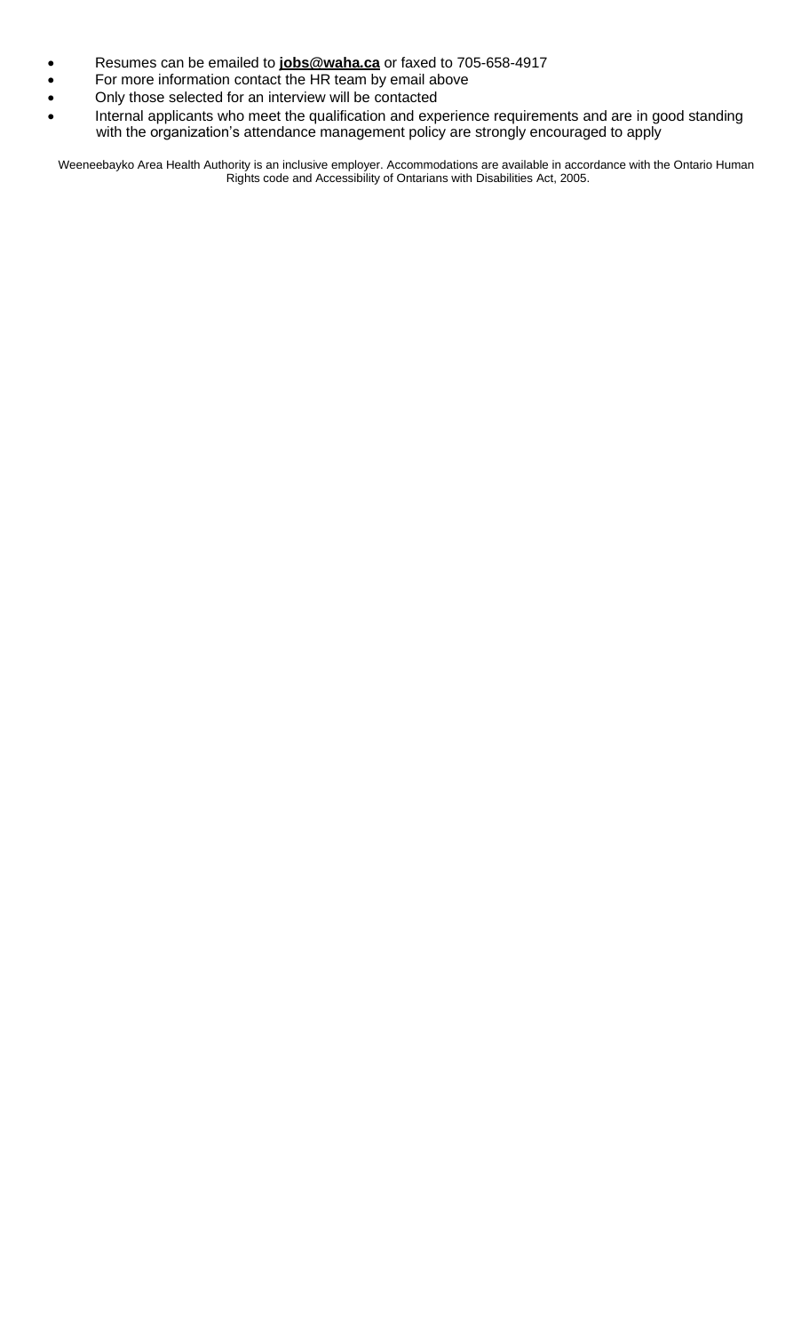- Resumes can be emailed to **jobs@waha.ca** or faxed to 705-658-4917
- For more information contact the HR team by email above
- Only those selected for an interview will be contacted
- Internal applicants who meet the qualification and experience requirements and are in good standing with the organization's attendance management policy are strongly encouraged to apply

Weeneebayko Area Health Authority is an inclusive employer. Accommodations are available in accordance with the Ontario Human Rights code and Accessibility of Ontarians with Disabilities Act, 2005.